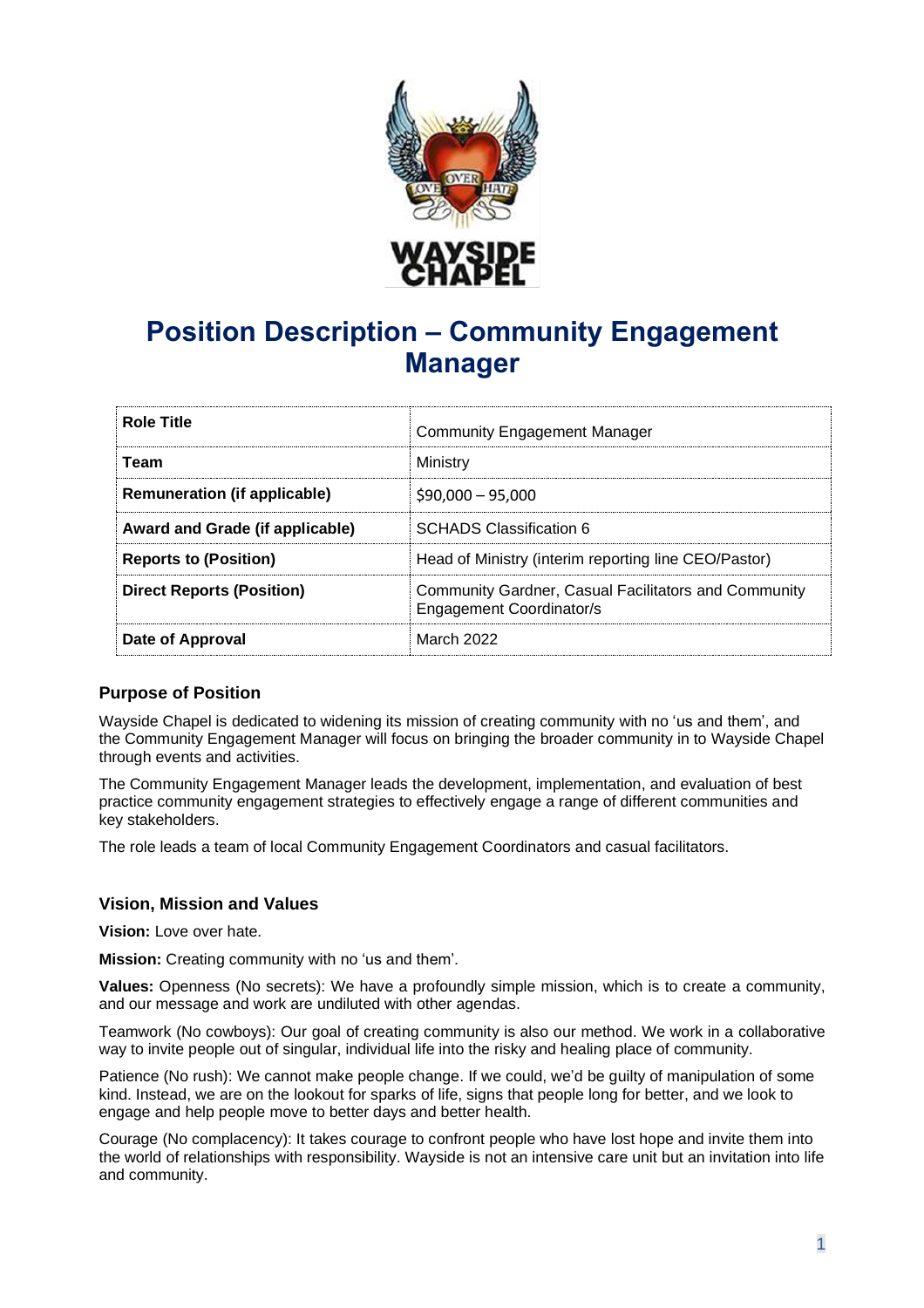# Position Description – Community Engagement Manager

| Role Title | Community Engagement Manager |
|---|---|
| **Team** | Ministry |
| **Remuneration (if applicable)** | $90,000 – 95,000 |
| **Award and Grade (if applicable)** | SCHADS Classification 6 |
| **Reports to (Position)** | Head of Ministry (interim reporting line CEO/Pastor) |
| **Direct Reports (Position)** | Community Gardner, Casual Facilitators and Community Engagement Coordinator/s |
| **Date of Approval** | March 2022 |

### Purpose of Position

Wayside Chapel is dedicated to widening its mission of creating community with no 'us and them', and the Community Engagement Manager will focus on bringing the broader community in to Wayside Chapel through events and activities.

The Community Engagement Manager leads the development, implementation, and evaluation of best practice community engagement strategies to effectively engage a range of different communities and key stakeholders.

The role leads a team of local Community Engagement Coordinators and casual facilitators.

### Vision, Mission and Values

**Vision:** Love over hate.

**Mission:** Creating community with no 'us and them'.

**Values:** Openness (No secrets): We have a profoundly simple mission, which is to create a community, and our message and work are undiluted with other agendas.

Teamwork (No cowboys): Our goal of creating community is also our method. We work in a collaborative way to invite people out of singular, individual life into the risky and healing place of community.

Patience (No rush): We cannot make people change. If we could, we'd be guilty of manipulation of some kind. Instead, we are on the lookout for sparks of life, signs that people long for better, and we look to engage and help people move to better days and better health.

Courage (No complacency): It takes courage to confront people who have lost hope and invite them into the world of relationships with responsibility. Wayside is not an intensive care unit but an invitation into life and community.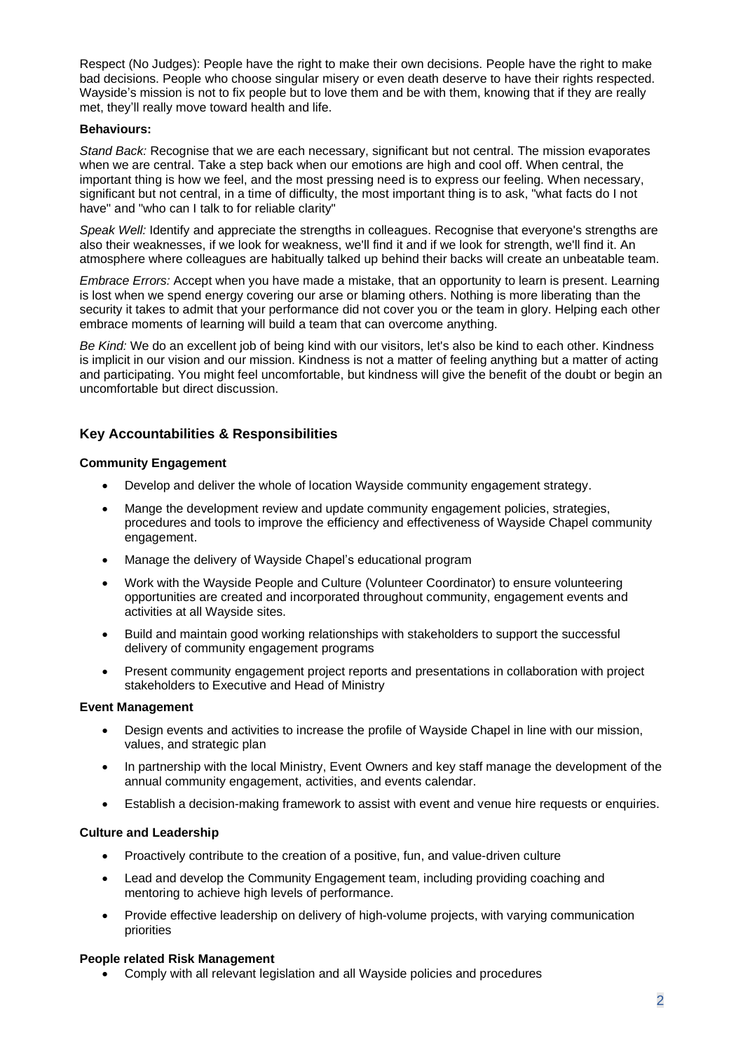Respect (No Judges): People have the right to make their own decisions. People have the right to make bad decisions. People who choose singular misery or even death deserve to have their rights respected. Wayside's mission is not to fix people but to love them and be with them, knowing that if they are really met, they'll really move toward health and life.

**Behaviours:**

*Stand Back:* Recognise that we are each necessary, significant but not central. The mission evaporates when we are central. Take a step back when our emotions are high and cool off. When central, the important thing is how we feel, and the most pressing need is to express our feeling. When necessary, significant but not central, in a time of difficulty, the most important thing is to ask, "what facts do I not have" and "who can I talk to for reliable clarity"

*Speak Well:* Identify and appreciate the strengths in colleagues. Recognise that everyone's strengths are also their weaknesses, if we look for weakness, we'll find it and if we look for strength, we'll find it. An atmosphere where colleagues are habitually talked up behind their backs will create an unbeatable team.

*Embrace Errors:* Accept when you have made a mistake, that an opportunity to learn is present. Learning is lost when we spend energy covering our arse or blaming others. Nothing is more liberating than the security it takes to admit that your performance did not cover you or the team in glory. Helping each other embrace moments of learning will build a team that can overcome anything.

*Be Kind:* We do an excellent job of being kind with our visitors, let's also be kind to each other. Kindness is implicit in our vision and our mission. Kindness is not a matter of feeling anything but a matter of acting and participating. You might feel uncomfortable, but kindness will give the benefit of the doubt or begin an uncomfortable but direct discussion.

## Key Accountabilities & Responsibilities

**Community Engagement**

- Develop and deliver the whole of location Wayside community engagement strategy.
- Mange the development review and update community engagement policies, strategies, procedures and tools to improve the efficiency and effectiveness of Wayside Chapel community engagement.
- Manage the delivery of Wayside Chapel's educational program
- Work with the Wayside People and Culture (Volunteer Coordinator) to ensure volunteering opportunities are created and incorporated throughout community, engagement events and activities at all Wayside sites.
- Build and maintain good working relationships with stakeholders to support the successful delivery of community engagement programs
- Present community engagement project reports and presentations in collaboration with project stakeholders to Executive and Head of Ministry

**Event Management**

- Design events and activities to increase the profile of Wayside Chapel in line with our mission, values, and strategic plan
- In partnership with the local Ministry, Event Owners and key staff manage the development of the annual community engagement, activities, and events calendar.
- Establish a decision-making framework to assist with event and venue hire requests or enquiries.

**Culture and Leadership**

- Proactively contribute to the creation of a positive, fun, and value-driven culture
- Lead and develop the Community Engagement team, including providing coaching and mentoring to achieve high levels of performance.
- Provide effective leadership on delivery of high-volume projects, with varying communication priorities

**People related Risk Management**

- Comply with all relevant legislation and all Wayside policies and procedures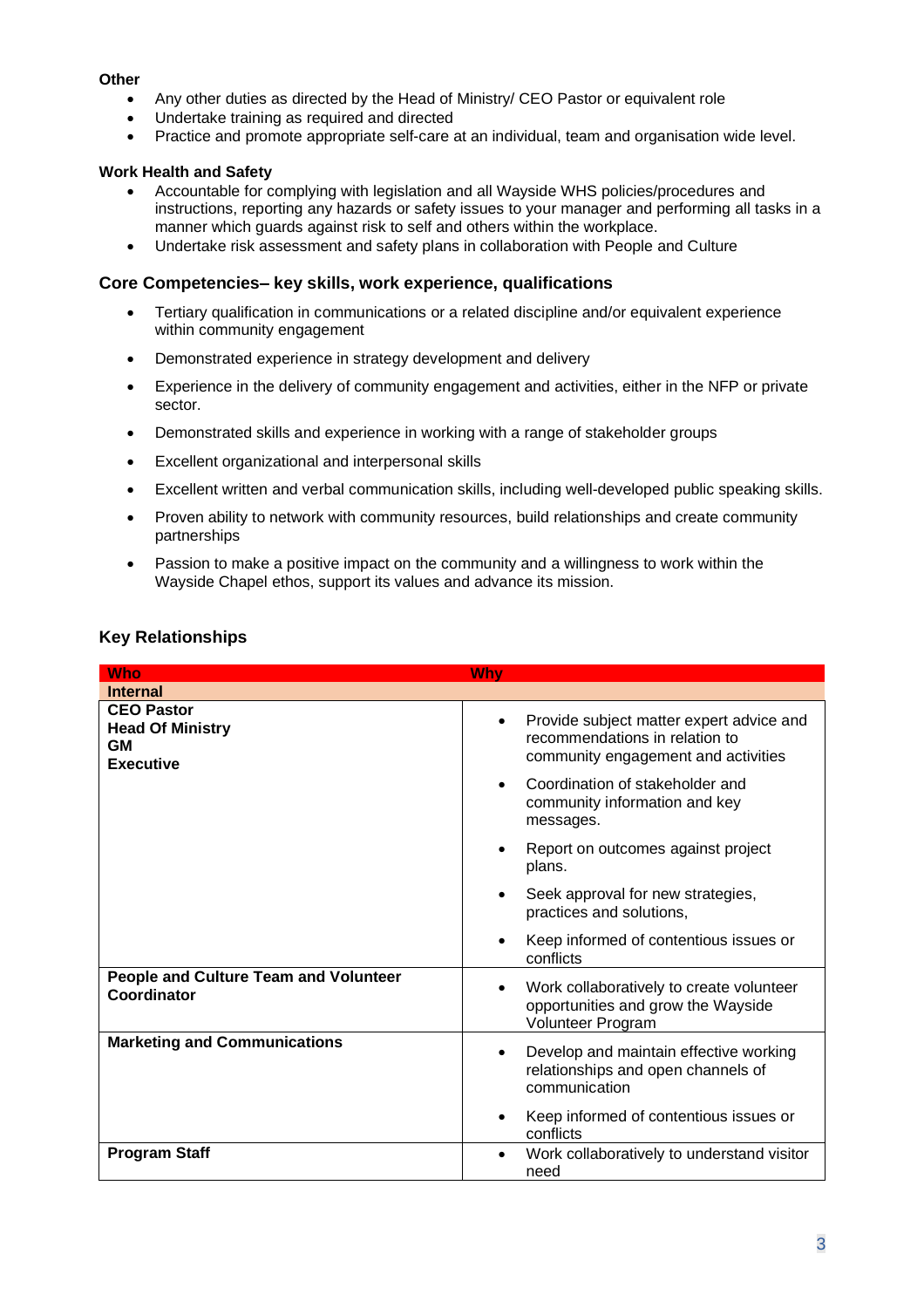**Other**

- Any other duties as directed by the Head of Ministry/ CEO Pastor or equivalent role
- Undertake training as required and directed
- Practice and promote appropriate self-care at an individual, team and organisation wide level.

**Work Health and Safety**

- Accountable for complying with legislation and all Wayside WHS policies/procedures and instructions, reporting any hazards or safety issues to your manager and performing all tasks in a manner which guards against risk to self and others within the workplace.
- Undertake risk assessment and safety plans in collaboration with People and Culture

### Core Competencies– key skills, work experience, qualifications

- Tertiary qualification in communications or a related discipline and/or equivalent experience within community engagement
- Demonstrated experience in strategy development and delivery
- Experience in the delivery of community engagement and activities, either in the NFP or private sector.
- Demonstrated skills and experience in working with a range of stakeholder groups
- Excellent organizational and interpersonal skills
- Excellent written and verbal communication skills, including well-developed public speaking skills.
- Proven ability to network with community resources, build relationships and create community partnerships
- Passion to make a positive impact on the community and a willingness to work within the Wayside Chapel ethos, support its values and advance its mission.

### Key Relationships

| Who | Why |
|---|---|
| **Internal** | |
| **CEO Pastor**<br>**Head Of Ministry**<br>**GM**<br>**Executive** | • Provide subject matter expert advice and recommendations in relation to community engagement and activities<br>• Coordination of stakeholder and community information and key messages.<br>• Report on outcomes against project plans.<br>• Seek approval for new strategies, practices and solutions,<br>• Keep informed of contentious issues or conflicts |
| **People and Culture Team and Volunteer Coordinator** | • Work collaboratively to create volunteer opportunities and grow the Wayside Volunteer Program |
| **Marketing and Communications** | • Develop and maintain effective working relationships and open channels of communication<br>• Keep informed of contentious issues or conflicts |
| **Program Staff** | • Work collaboratively to understand visitor need |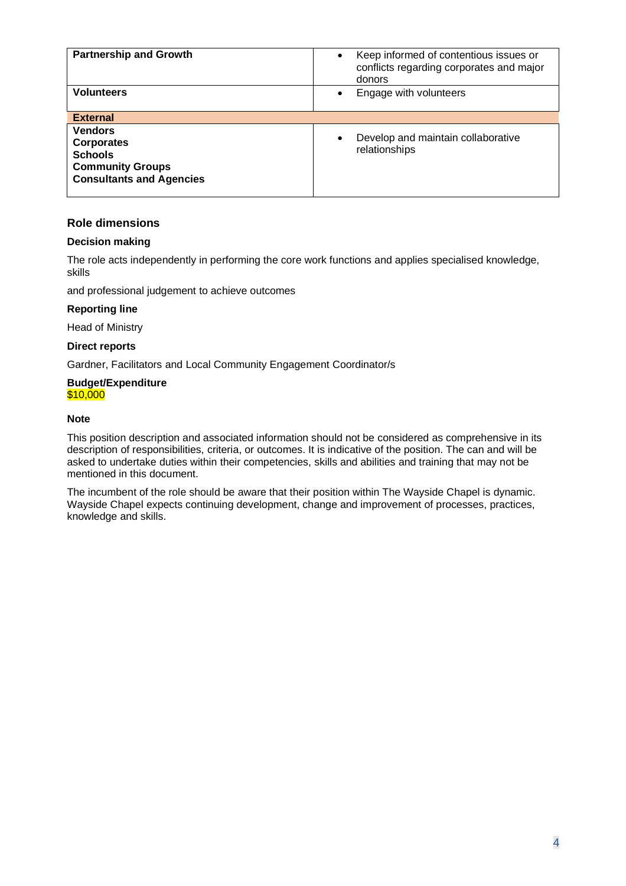| | |
|---|---|
| **Partnership and Growth** | • Keep informed of contentious issues or conflicts regarding corporates and major donors |
| **Volunteers** | • Engage with volunteers |
| **External** | |
| **Vendors**<br>**Corporates**<br>**Schools**<br>**Community Groups**<br>**Consultants and Agencies** | • Develop and maintain collaborative relationships |

## Role dimensions

**Decision making**

The role acts independently in performing the core work functions and applies specialised knowledge, skills

and professional judgement to achieve outcomes

**Reporting line**

Head of Ministry

**Direct reports**

Gardner, Facilitators and Local Community Engagement Coordinator/s

**Budget/Expenditure**
$10,000

**Note**

This position description and associated information should not be considered as comprehensive in its description of responsibilities, criteria, or outcomes. It is indicative of the position. The can and will be asked to undertake duties within their competencies, skills and abilities and training that may not be mentioned in this document.

The incumbent of the role should be aware that their position within The Wayside Chapel is dynamic. Wayside Chapel expects continuing development, change and improvement of processes, practices, knowledge and skills.